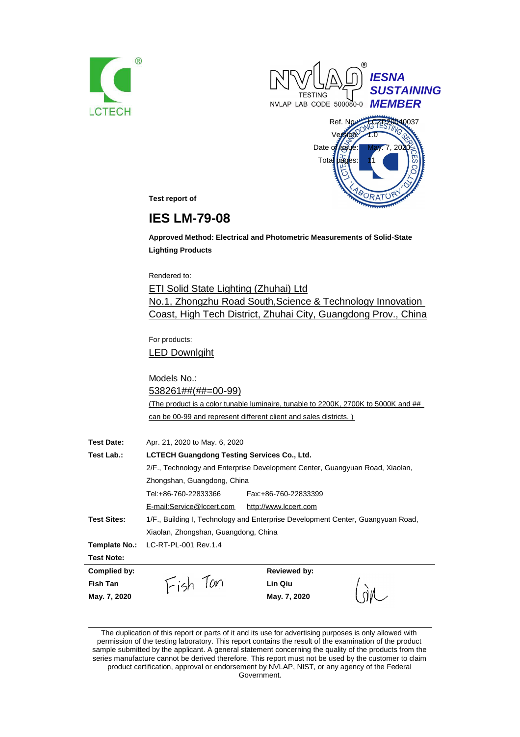LCTECH

NVLAP® TESTING
NVLAP LAB CODE 500080-0

*IESNA SUSTAINING MEMBER*

Ref. No.: LCZP20040037
Version: 1.0
Date of issue: May. 7, 2020
Total pages: 11

**Test report of**

# IES LM-79-08

**Approved Method: Electrical and Photometric Measurements of Solid-State Lighting Products**

Rendered to:

ETI Solid State Lighting (Zhuhai) Ltd
No.1, Zhongzhu Road South,Science & Technology Innovation Coast, High Tech District, Zhuhai City, Guangdong Prov., China

For products:

LED Downlgiht

Models No.:

538261##(##=00-99)

(The product is a color tunable luminaire, tunable to 2200K, 2700K to 5000K and ## can be 00-99 and represent different client and sales districts. )

**Test Date:** Apr. 21, 2020 to May. 6, 2020

**Test Lab.:** **LCTECH Guangdong Testing Services Co., Ltd.**
2/F., Technology and Enterprise Development Center, Guangyuan Road, Xiaolan, Zhongshan, Guangdong, China
Tel:+86-760-22833366 Fax:+86-760-22833399
E-mail:Service@lccert.com http://www.lccert.com

**Test Sites:** 1/F., Building I, Technology and Enterprise Development Center, Guangyuan Road, Xiaolan, Zhongshan, Guangdong, China

**Template No.:** LC-RT-PL-001 Rev.1.4

**Test Note:**

| **Complied by:** | | **Reviewed by:** | |
|---|---|---|---|
| **Fish Tan** | Fish Tan | **Lin Qiu** | Qiu |
| **May. 7, 2020** | | **May. 7, 2020** | |

The duplication of this report or parts of it and its use for advertising purposes is only allowed with permission of the testing laboratory. This report contains the result of the examination of the product sample submitted by the applicant. A general statement concerning the quality of the products from the series manufacture cannot be derived therefore. This report must not be used by the customer to claim product certification, approval or endorsement by NVLAP, NIST, or any agency of the Federal Government.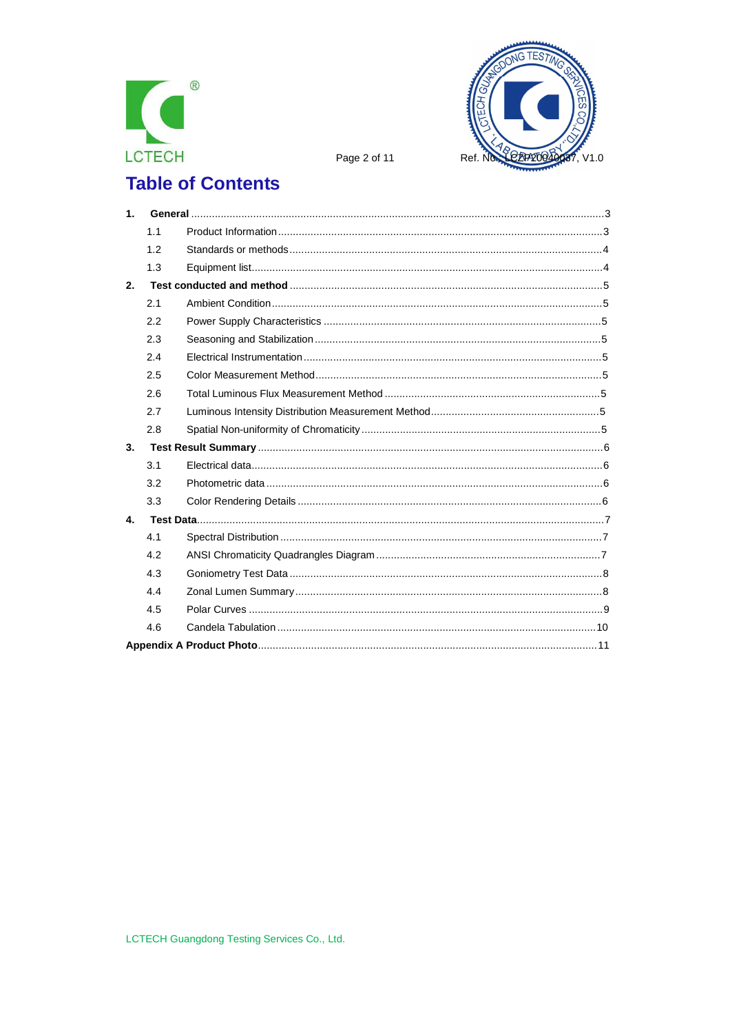# Table of Contents

| | | |
|---|---|---|
| **1.** | **General** | 3 |
| 1.1 | Product Information | 3 |
| 1.2 | Standards or methods | 4 |
| 1.3 | Equipment list | 4 |
| **2.** | **Test conducted and method** | 5 |
| 2.1 | Ambient Condition | 5 |
| 2.2 | Power Supply Characteristics | 5 |
| 2.3 | Seasoning and Stabilization | 5 |
| 2.4 | Electrical Instrumentation | 5 |
| 2.5 | Color Measurement Method | 5 |
| 2.6 | Total Luminous Flux Measurement Method | 5 |
| 2.7 | Luminous Intensity Distribution Measurement Method | 5 |
| 2.8 | Spatial Non-uniformity of Chromaticity | 5 |
| **3.** | **Test Result Summary** | 6 |
| 3.1 | Electrical data | 6 |
| 3.2 | Photometric data | 6 |
| 3.3 | Color Rendering Details | 6 |
| **4.** | **Test Data** | 7 |
| 4.1 | Spectral Distribution | 7 |
| 4.2 | ANSI Chromaticity Quadrangles Diagram | 7 |
| 4.3 | Goniometry Test Data | 8 |
| 4.4 | Zonal Lumen Summary | 8 |
| 4.5 | Polar Curves | 9 |
| 4.6 | Candela Tabulation | 10 |
| **Appendix A** | **Product Photo** | 11 |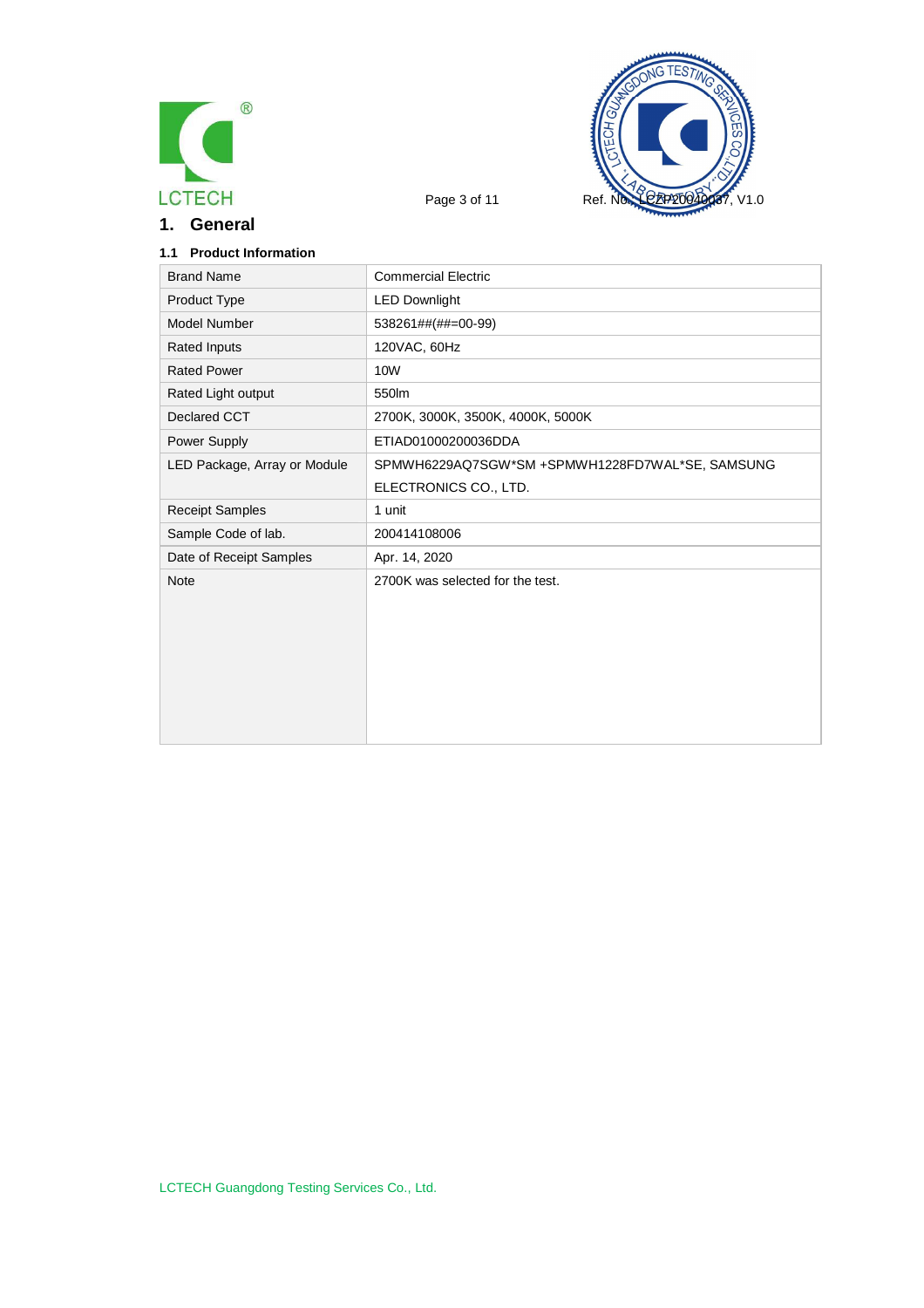# 1. General

### 1.1 Product Information

| | |
|---|---|
| Brand Name | Commercial Electric |
| Product Type | LED Downlight |
| Model Number | 538261##(##=00-99) |
| Rated Inputs | 120VAC, 60Hz |
| Rated Power | 10W |
| Rated Light output | 550lm |
| Declared CCT | 2700K, 3000K, 3500K, 4000K, 5000K |
| Power Supply | ETIAD01000200036DDA |
| LED Package, Array or Module | SPMWH6229AQ7SGW*SM +SPMWH1228FD7WAL*SE, SAMSUNG ELECTRONICS CO., LTD. |
| Receipt Samples | 1 unit |
| Sample Code of lab. | 200414108006 |
| Date of Receipt Samples | Apr. 14, 2020 |
| Note | 2700K was selected for the test. |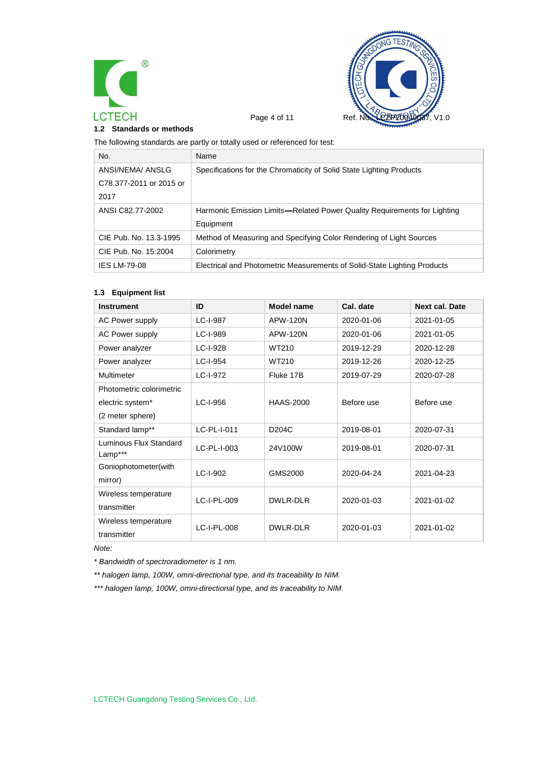### 1.2 Standards or methods

The following standards are partly or totally used or referenced for test:

| No. | Name |
|---|---|
| ANSI/NEMA/ ANSLG C78.377-2011 or 2015 or 2017 | Specifications for the Chromaticity of Solid State Lighting Products |
| ANSI C82.77-2002 | Harmonic Emission Limits—Related Power Quality Requirements for Lighting Equipment |
| CIE Pub. No. 13.3-1995 | Method of Measuring and Specifying Color Rendering of Light Sources |
| CIE Pub. No. 15:2004 | Colorimetry |
| IES LM-79-08 | Electrical and Photometric Measurements of Solid-State Lighting Products |

### 1.3 Equipment list

| Instrument | ID | Model name | Cal. date | Next cal. Date |
|---|---|---|---|---|
| AC Power supply | LC-I-987 | APW-120N | 2020-01-06 | 2021-01-05 |
| AC Power supply | LC-I-989 | APW-120N | 2020-01-06 | 2021-01-05 |
| Power analyzer | LC-I-928 | WT210 | 2019-12-29 | 2020-12-28 |
| Power analyzer | LC-I-954 | WT210 | 2019-12-26 | 2020-12-25 |
| Multimeter | LC-I-972 | Fluke 17B | 2019-07-29 | 2020-07-28 |
| Photometric colorimetric electric system* (2 meter sphere) | LC-I-956 | HAAS-2000 | Before use | Before use |
| Standard lamp** | LC-PL-I-011 | D204C | 2019-08-01 | 2020-07-31 |
| Luminous Flux Standard Lamp*** | LC-PL-I-003 | 24V100W | 2019-08-01 | 2020-07-31 |
| Goniophotometer(with mirror) | LC-I-902 | GMS2000 | 2020-04-24 | 2021-04-23 |
| Wireless temperature transmitter | LC-I-PL-009 | DWLR-DLR | 2020-01-03 | 2021-01-02 |
| Wireless temperature transmitter | LC-I-PL-008 | DWLR-DLR | 2020-01-03 | 2021-01-02 |

*Note:*

*\* Bandwidth of spectroradiometer is 1 nm.*

*\*\* halogen lamp, 100W, omni-directional type, and its traceability to NIM.*

*\*\*\* halogen lamp, 100W, omni-directional type, and its traceability to NIM.*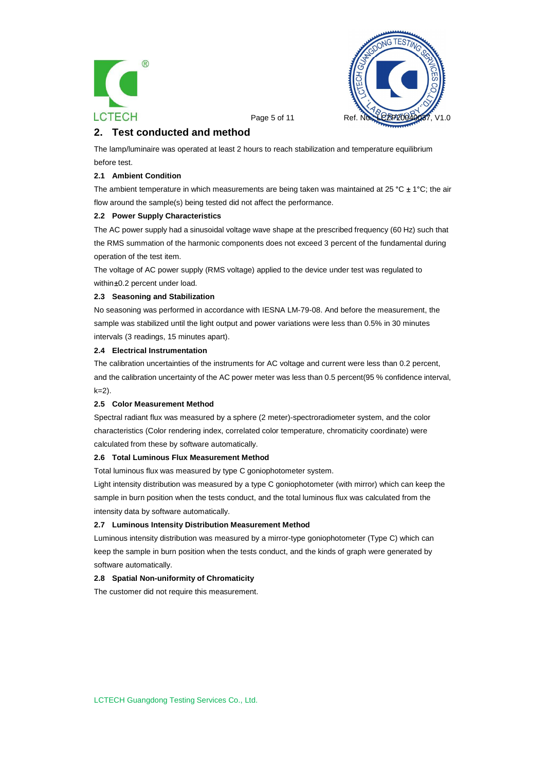## 2. Test conducted and method

The lamp/luminaire was operated at least 2 hours to reach stabilization and temperature equilibrium before test.

### 2.1 Ambient Condition

The ambient temperature in which measurements are being taken was maintained at 25 °C ± 1°C; the air flow around the sample(s) being tested did not affect the performance.

### 2.2 Power Supply Characteristics

The AC power supply had a sinusoidal voltage wave shape at the prescribed frequency (60 Hz) such that the RMS summation of the harmonic components does not exceed 3 percent of the fundamental during operation of the test item.

The voltage of AC power supply (RMS voltage) applied to the device under test was regulated to within±0.2 percent under load.

### 2.3 Seasoning and Stabilization

No seasoning was performed in accordance with IESNA LM-79-08. And before the measurement, the sample was stabilized until the light output and power variations were less than 0.5% in 30 minutes intervals (3 readings, 15 minutes apart).

### 2.4 Electrical Instrumentation

The calibration uncertainties of the instruments for AC voltage and current were less than 0.2 percent, and the calibration uncertainty of the AC power meter was less than 0.5 percent(95 % confidence interval, k=2).

### 2.5 Color Measurement Method

Spectral radiant flux was measured by a sphere (2 meter)-spectroradiometer system, and the color characteristics (Color rendering index, correlated color temperature, chromaticity coordinate) were calculated from these by software automatically.

### 2.6 Total Luminous Flux Measurement Method

Total luminous flux was measured by type C goniophotometer system.

Light intensity distribution was measured by a type C goniophotometer (with mirror) which can keep the sample in burn position when the tests conduct, and the total luminous flux was calculated from the intensity data by software automatically.

### 2.7 Luminous Intensity Distribution Measurement Method

Luminous intensity distribution was measured by a mirror-type goniophotometer (Type C) which can keep the sample in burn position when the tests conduct, and the kinds of graph were generated by software automatically.

### 2.8 Spatial Non-uniformity of Chromaticity

The customer did not require this measurement.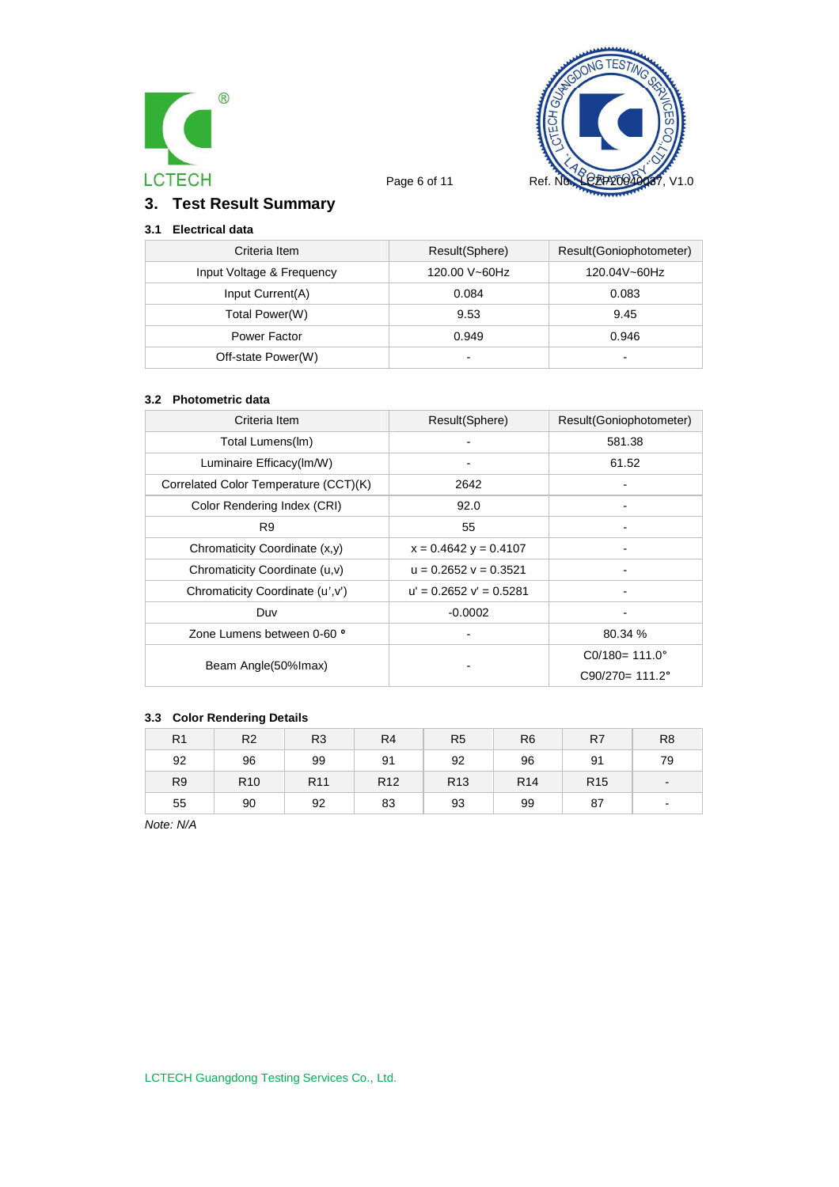## 3. Test Result Summary

### 3.1 Electrical data

| Criteria Item | Result(Sphere) | Result(Goniophotometer) |
|---|---|---|
| Input Voltage & Frequency | 120.00 V~60Hz | 120.04V~60Hz |
| Input Current(A) | 0.084 | 0.083 |
| Total Power(W) | 9.53 | 9.45 |
| Power Factor | 0.949 | 0.946 |
| Off-state Power(W) | - | - |

### 3.2 Photometric data

| Criteria Item | Result(Sphere) | Result(Goniophotometer) |
|---|---|---|
| Total Lumens(lm) | - | 581.38 |
| Luminaire Efficacy(lm/W) | - | 61.52 |
| Correlated Color Temperature (CCT)(K) | 2642 | - |
| Color Rendering Index (CRI) | 92.0 | - |
| R9 | 55 | - |
| Chromaticity Coordinate (x,y) | x = 0.4642 y = 0.4107 | - |
| Chromaticity Coordinate (u,v) | u = 0.2652 v = 0.3521 | - |
| Chromaticity Coordinate (u',v') | u' = 0.2652 v' = 0.5281 | - |
| Duv | -0.0002 | - |
| Zone Lumens between 0-60 ° | - | 80.34 % |
| Beam Angle(50%Imax) | - | C0/180= 111.0°<br>C90/270= 111.2° |

### 3.3 Color Rendering Details

| R1 | R2 | R3 | R4 | R5 | R6 | R7 | R8 |
|---|---|---|---|---|---|---|---|
| 92 | 96 | 99 | 91 | 92 | 96 | 91 | 79 |
| R9 | R10 | R11 | R12 | R13 | R14 | R15 | - |
| 55 | 90 | 92 | 83 | 93 | 99 | 87 | - |

*Note: N/A*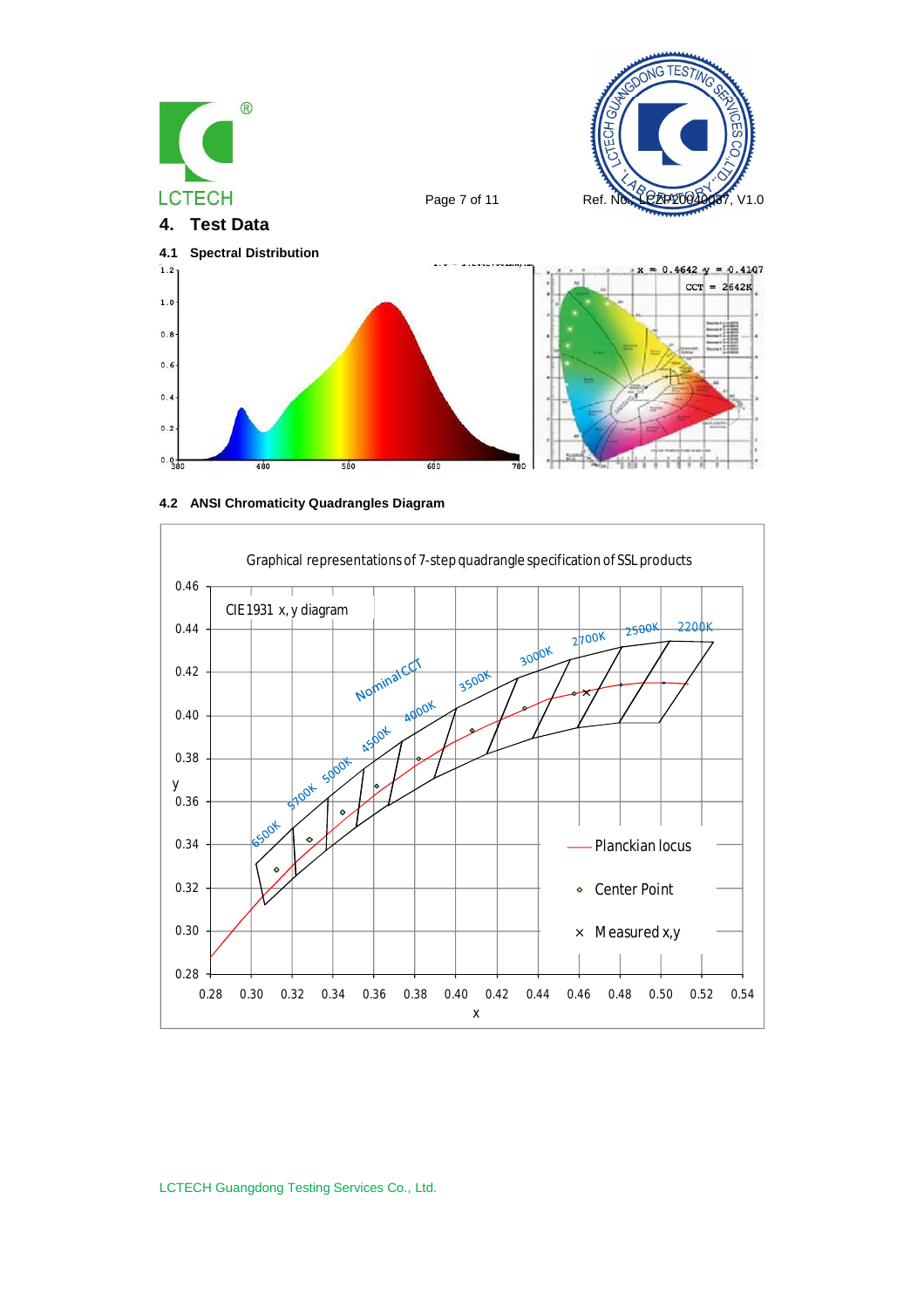## 4. Test Data

### 4.1 Spectral Distribution

x = 0.4642 y = 0.4107

CCT = 2642K

### 4.2 ANSI Chromaticity Quadrangles Diagram

Graphical representations of 7-step quadrangle specification of SSL products

CIE1931 x, y diagram

Nominal CCT: 6500K, 5700K, 5000K, 4500K, 4000K, 3500K, 3000K, 2700K, 2500K, 2200K

Planckian locus

Center Point

Measured x,y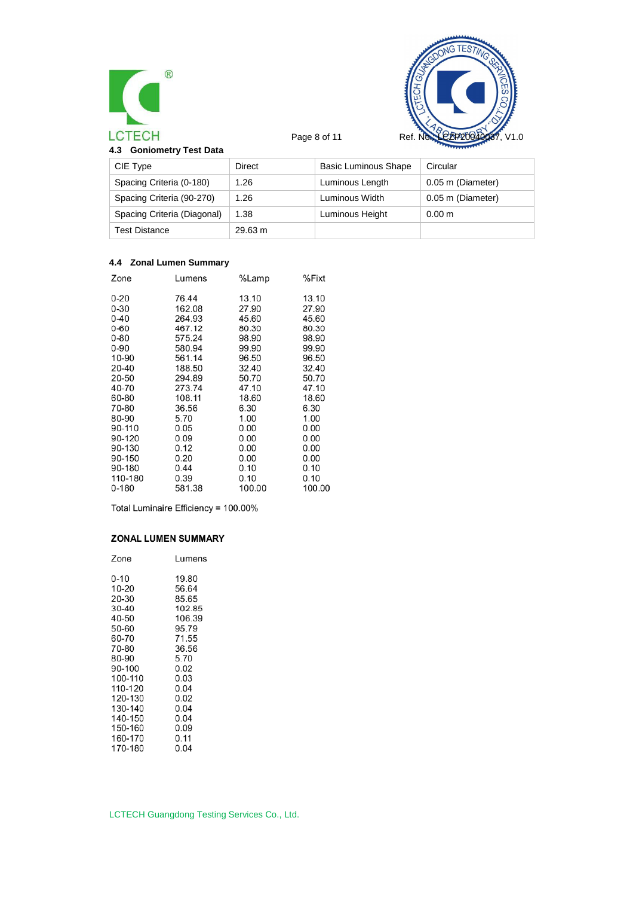### 4.3 Goniometry Test Data

| CIE Type | Direct | Basic Luminous Shape | Circular |
|---|---|---|---|
| Spacing Criteria (0-180) | 1.26 | Luminous Length | 0.05 m (Diameter) |
| Spacing Criteria (90-270) | 1.26 | Luminous Width | 0.05 m (Diameter) |
| Spacing Criteria (Diagonal) | 1.38 | Luminous Height | 0.00 m |
| Test Distance | 29.63 m | | |

### 4.4 Zonal Lumen Summary

| Zone | Lumens | %Lamp | %Fixt |
|---|---|---|---|
| 0-20 | 76.44 | 13.10 | 13.10 |
| 0-30 | 162.08 | 27.90 | 27.90 |
| 0-40 | 264.93 | 45.60 | 45.60 |
| 0-60 | 467.12 | 80.30 | 80.30 |
| 0-80 | 575.24 | 98.90 | 98.90 |
| 0-90 | 580.94 | 99.90 | 99.90 |
| 10-90 | 561.14 | 96.50 | 96.50 |
| 20-40 | 188.50 | 32.40 | 32.40 |
| 20-50 | 294.89 | 50.70 | 50.70 |
| 40-70 | 273.74 | 47.10 | 47.10 |
| 60-80 | 108.11 | 18.60 | 18.60 |
| 70-80 | 36.56 | 6.30 | 6.30 |
| 80-90 | 5.70 | 1.00 | 1.00 |
| 90-110 | 0.05 | 0.00 | 0.00 |
| 90-120 | 0.09 | 0.00 | 0.00 |
| 90-130 | 0.12 | 0.00 | 0.00 |
| 90-150 | 0.20 | 0.00 | 0.00 |
| 90-180 | 0.44 | 0.10 | 0.10 |
| 110-180 | 0.39 | 0.10 | 0.10 |
| 0-180 | 581.38 | 100.00 | 100.00 |

Total Luminaire Efficiency = 100.00%

**ZONAL LUMEN SUMMARY**

| Zone | Lumens |
|---|---|
| 0-10 | 19.80 |
| 10-20 | 56.64 |
| 20-30 | 85.65 |
| 30-40 | 102.85 |
| 40-50 | 106.39 |
| 50-60 | 95.79 |
| 60-70 | 71.55 |
| 70-80 | 36.56 |
| 80-90 | 5.70 |
| 90-100 | 0.02 |
| 100-110 | 0.03 |
| 110-120 | 0.04 |
| 120-130 | 0.02 |
| 130-140 | 0.04 |
| 140-150 | 0.04 |
| 150-160 | 0.09 |
| 160-170 | 0.11 |
| 170-180 | 0.04 |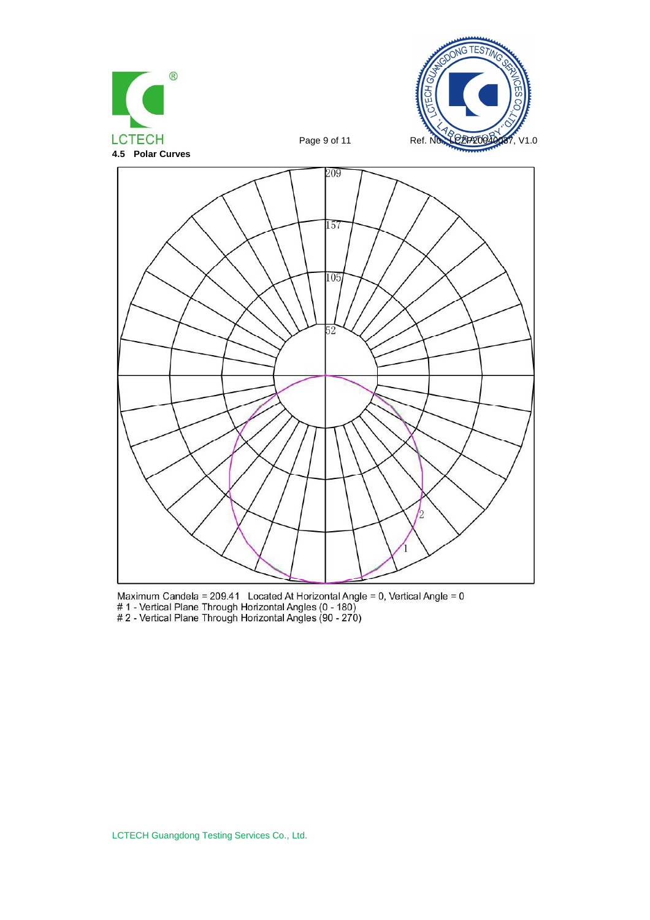## 4.5 Polar Curves

Maximum Candela = 209.41 Located At Horizontal Angle = 0, Vertical Angle = 0
# 1 - Vertical Plane Through Horizontal Angles (0 - 180)
# 2 - Vertical Plane Through Horizontal Angles (90 - 270)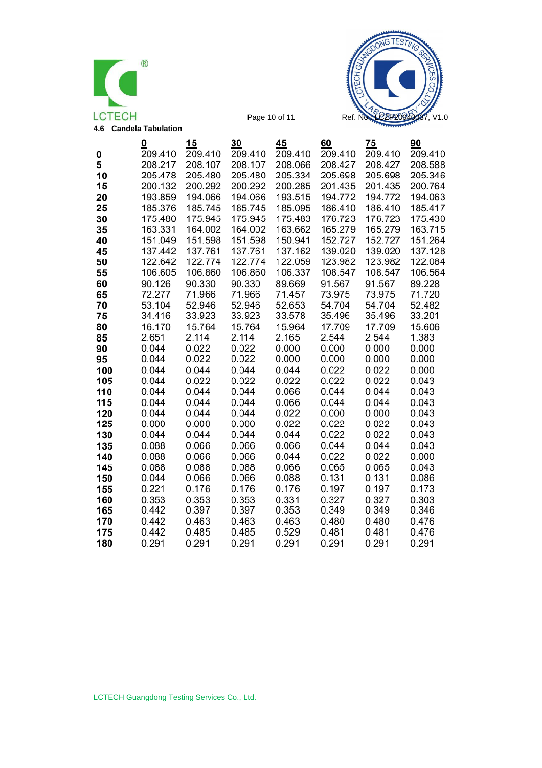### 4.6 Candela Tabulation

| | 0 | 15 | 30 | 45 | 60 | 75 | 90 |
|---|---|---|---|---|---|---|---|
| **0** | 209.410 | 209.410 | 209.410 | 209.410 | 209.410 | 209.410 | 209.410 |
| **5** | 208.217 | 208.107 | 208.107 | 208.066 | 208.427 | 208.427 | 208.588 |
| **10** | 205.478 | 205.480 | 205.480 | 205.334 | 205.698 | 205.698 | 205.346 |
| **15** | 200.132 | 200.292 | 200.292 | 200.285 | 201.435 | 201.435 | 200.764 |
| **20** | 193.859 | 194.066 | 194.066 | 193.515 | 194.772 | 194.772 | 194.063 |
| **25** | 185.376 | 185.745 | 185.745 | 185.095 | 186.410 | 186.410 | 185.417 |
| **30** | 175.480 | 175.945 | 175.945 | 175.483 | 176.723 | 176.723 | 175.430 |
| **35** | 163.331 | 164.002 | 164.002 | 163.662 | 165.279 | 165.279 | 163.715 |
| **40** | 151.049 | 151.598 | 151.598 | 150.941 | 152.727 | 152.727 | 151.264 |
| **45** | 137.442 | 137.761 | 137.761 | 137.162 | 139.020 | 139.020 | 137.128 |
| **50** | 122.642 | 122.774 | 122.774 | 122.059 | 123.982 | 123.982 | 122.084 |
| **55** | 106.605 | 106.860 | 106.860 | 106.337 | 108.547 | 108.547 | 106.564 |
| **60** | 90.126 | 90.330 | 90.330 | 89.669 | 91.567 | 91.567 | 89.228 |
| **65** | 72.277 | 71.966 | 71.966 | 71.457 | 73.975 | 73.975 | 71.720 |
| **70** | 53.104 | 52.946 | 52.946 | 52.653 | 54.704 | 54.704 | 52.482 |
| **75** | 34.416 | 33.923 | 33.923 | 33.578 | 35.496 | 35.496 | 33.201 |
| **80** | 16.170 | 15.764 | 15.764 | 15.964 | 17.709 | 17.709 | 15.606 |
| **85** | 2.651 | 2.114 | 2.114 | 2.165 | 2.544 | 2.544 | 1.383 |
| **90** | 0.044 | 0.022 | 0.022 | 0.000 | 0.000 | 0.000 | 0.000 |
| **95** | 0.044 | 0.022 | 0.022 | 0.000 | 0.000 | 0.000 | 0.000 |
| **100** | 0.044 | 0.044 | 0.044 | 0.044 | 0.022 | 0.022 | 0.000 |
| **105** | 0.044 | 0.022 | 0.022 | 0.022 | 0.022 | 0.022 | 0.043 |
| **110** | 0.044 | 0.044 | 0.044 | 0.066 | 0.044 | 0.044 | 0.043 |
| **115** | 0.044 | 0.044 | 0.044 | 0.066 | 0.044 | 0.044 | 0.043 |
| **120** | 0.044 | 0.044 | 0.044 | 0.022 | 0.000 | 0.000 | 0.043 |
| **125** | 0.000 | 0.000 | 0.000 | 0.022 | 0.022 | 0.022 | 0.043 |
| **130** | 0.044 | 0.044 | 0.044 | 0.044 | 0.022 | 0.022 | 0.043 |
| **135** | 0.088 | 0.066 | 0.066 | 0.066 | 0.044 | 0.044 | 0.043 |
| **140** | 0.088 | 0.066 | 0.066 | 0.044 | 0.022 | 0.022 | 0.000 |
| **145** | 0.088 | 0.088 | 0.088 | 0.066 | 0.065 | 0.065 | 0.043 |
| **150** | 0.044 | 0.066 | 0.066 | 0.088 | 0.131 | 0.131 | 0.086 |
| **155** | 0.221 | 0.176 | 0.176 | 0.176 | 0.197 | 0.197 | 0.173 |
| **160** | 0.353 | 0.353 | 0.353 | 0.331 | 0.327 | 0.327 | 0.303 |
| **165** | 0.442 | 0.397 | 0.397 | 0.353 | 0.349 | 0.349 | 0.346 |
| **170** | 0.442 | 0.463 | 0.463 | 0.463 | 0.480 | 0.480 | 0.476 |
| **175** | 0.442 | 0.485 | 0.485 | 0.529 | 0.481 | 0.481 | 0.476 |
| **180** | 0.291 | 0.291 | 0.291 | 0.291 | 0.291 | 0.291 | 0.291 |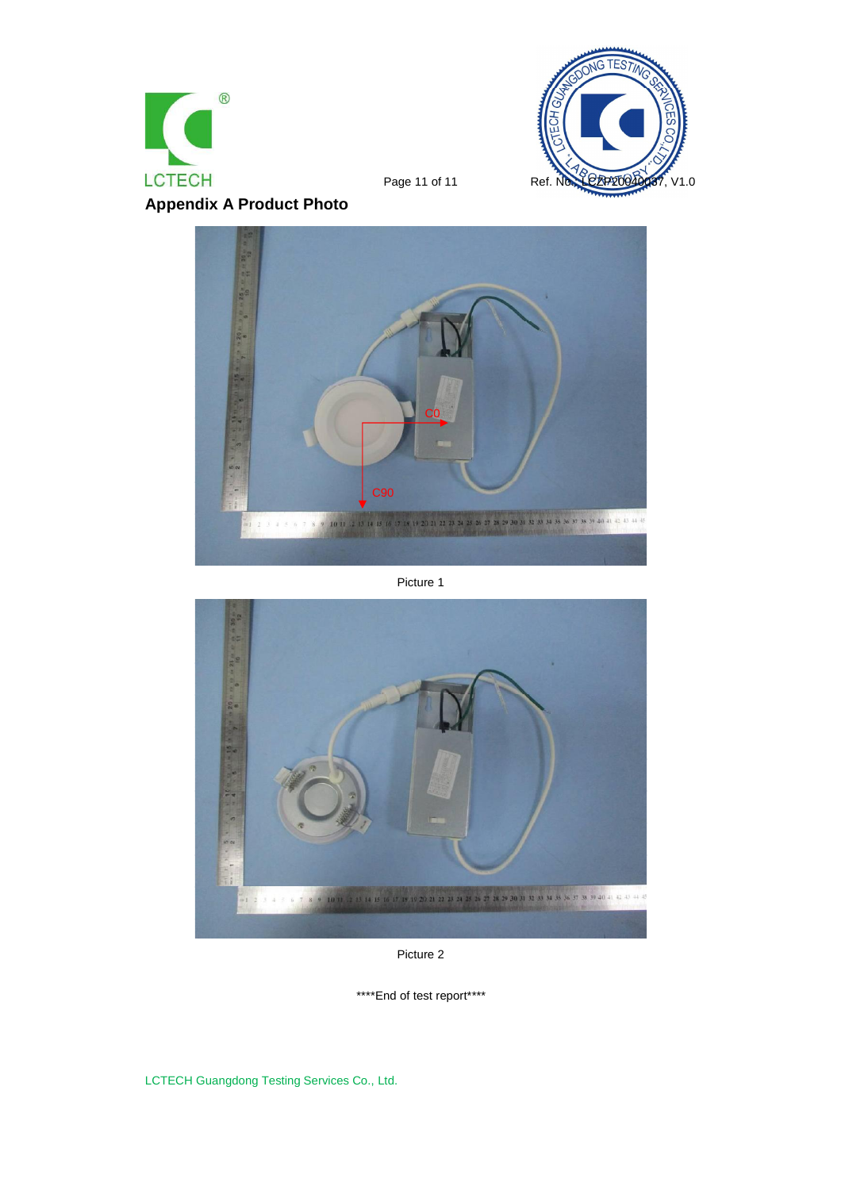## Appendix A Product Photo

Picture 1

Picture 2

****End of test report****